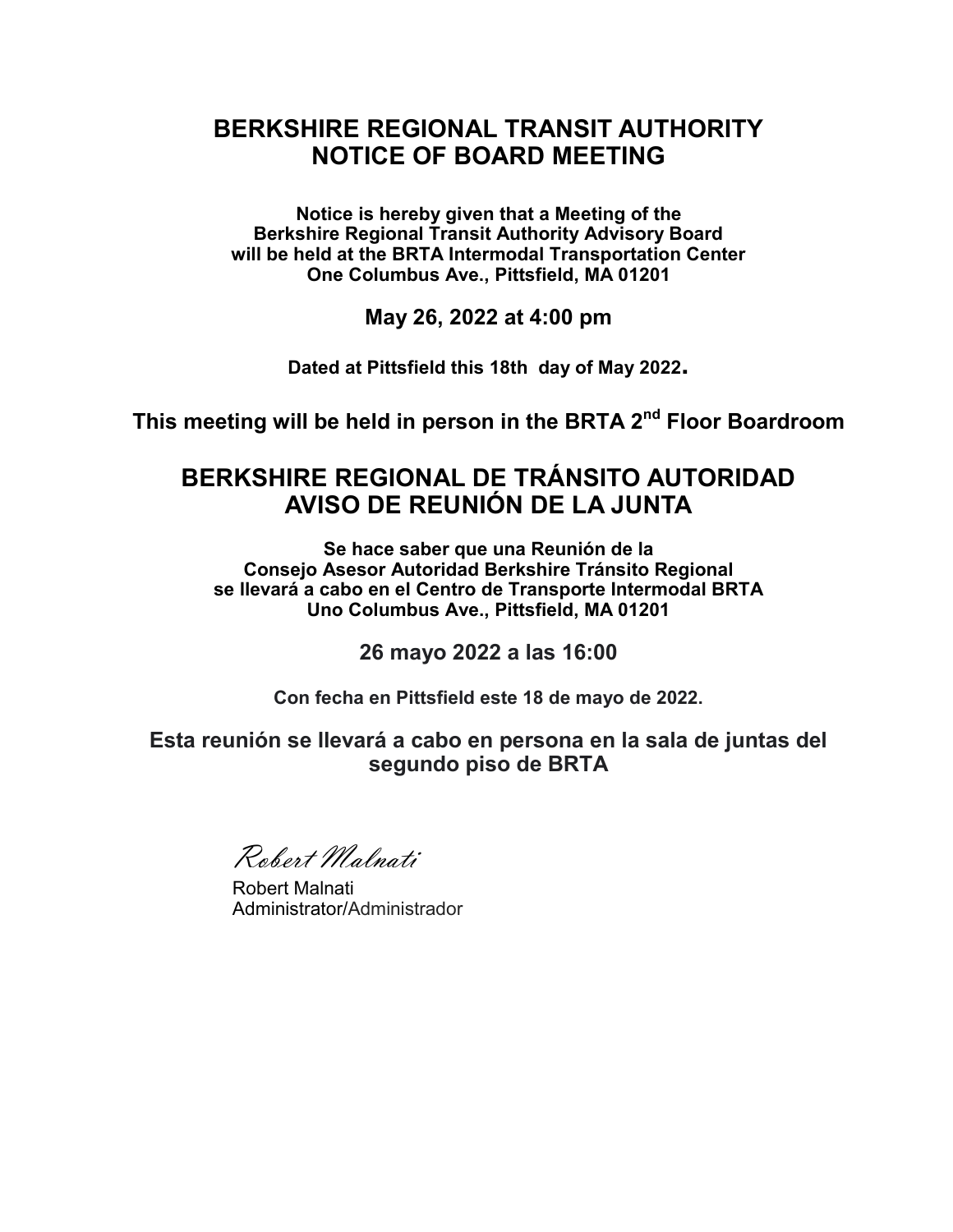# BERKSHIRE REGIONAL TRANSIT AUTHORITY
# NOTICE OF BOARD MEETING

**Notice is hereby given that a Meeting of the**
**Berkshire Regional Transit Authority Advisory Board**
**will be held at the BRTA Intermodal Transportation Center**
**One Columbus Ave., Pittsfield, MA 01201**

**May 26, 2022 at 4:00 pm**

**Dated at Pittsfield this 18th day of May 2022.**

**This meeting will be held in person in the BRTA 2nd Floor Boardroom**

# BERKSHIRE REGIONAL DE TRÁNSITO AUTORIDAD
# AVISO DE REUNIÓN DE LA JUNTA

**Se hace saber que una Reunión de la**
**Consejo Asesor Autoridad Berkshire Tránsito Regional**
**se llevará a cabo en el Centro de Transporte Intermodal BRTA**
**Uno Columbus Ave., Pittsfield, MA 01201**

**26 mayo 2022 a las 16:00**

**Con fecha en Pittsfield este 18 de mayo de 2022.**

**Esta reunión se llevará a cabo en persona en la sala de juntas del segundo piso de BRTA**

*Robert Malnati*

Robert Malnati
Administrator/Administrador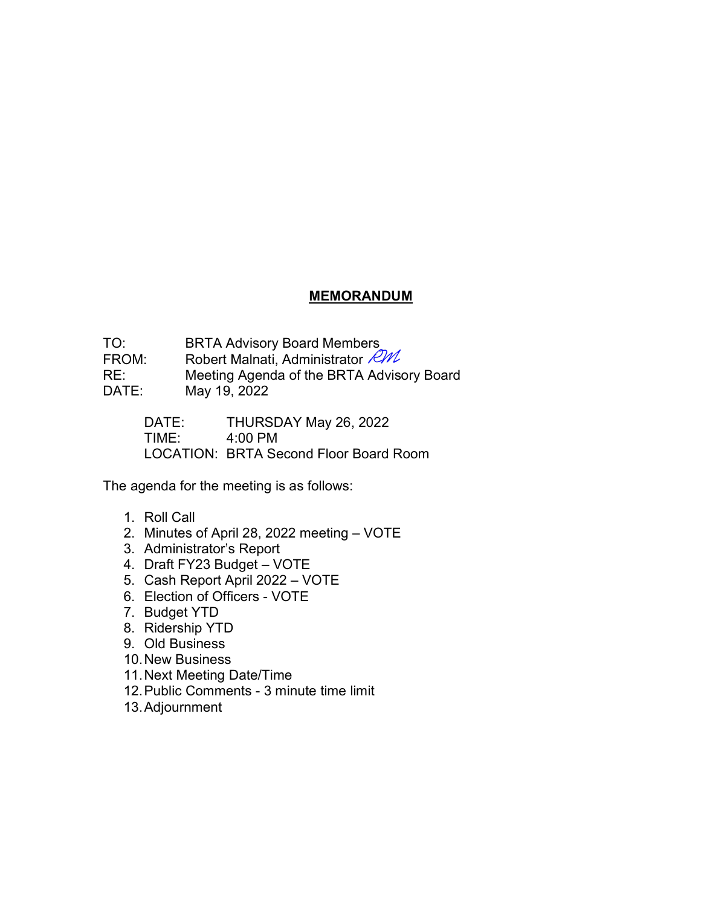# MEMORANDUM

TO: BRTA Advisory Board Members
FROM: Robert Malnati, Administrator RM
RE: Meeting Agenda of the BRTA Advisory Board
DATE: May 19, 2022

DATE: THURSDAY May 26, 2022
TIME: 4:00 PM
LOCATION: BRTA Second Floor Board Room

The agenda for the meeting is as follows:

1. Roll Call
2. Minutes of April 28, 2022 meeting – VOTE
3. Administrator's Report
4. Draft FY23 Budget – VOTE
5. Cash Report April 2022 – VOTE
6. Election of Officers - VOTE
7. Budget YTD
8. Ridership YTD
9. Old Business
10. New Business
11. Next Meeting Date/Time
12. Public Comments - 3 minute time limit
13. Adjournment